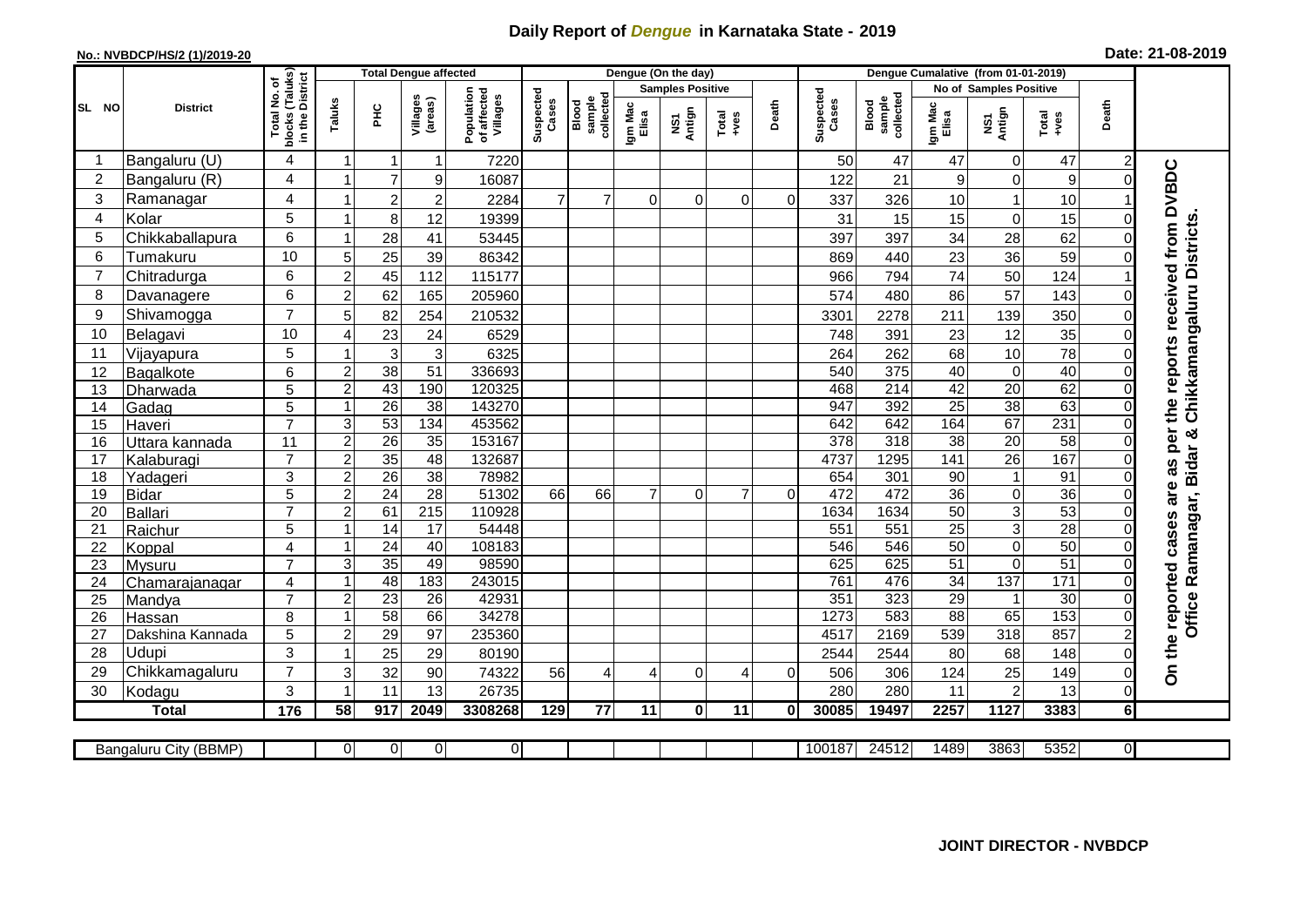# Daily Report of *Dengue* in Karnataka State - 2019

**No.: NVBDCP/HS/2 (1)/2019-20**

**Date: 21-08-2019**

| SL NO | District | Total No. of blocks (Taluks) in the District | Total Dengue affected | | | | Dengue (On the day) | | | | | | Dengue Cumalative (from 01-01-2019) | | | | | | |
|---|---|---|---|---|---|---|---|---|---|---|---|---|---|---|---|---|---|---|---|
| | | | Taluks | PHC | Villages (areas) | Population of affected Villages | Suspected Cases | Blood sample collected | Samples Positive | | | Death | Suspected Cases | Blood sample collected | No of Samples Positive | | | Death | |
| | | | | | | | | | Igm Mac Elisa | NS1 Antign | Total +ves | | | | Igm Mac Elisa | NS1 Antign | Total +ves | | |
| 1 | Bangaluru (U) | 4 | 1 | 1 | 1 | 7220 | | | | | | | 50 | 47 | 47 | 0 | 47 | 2 | On the reported cases are as per the reports received from DVBDC Office Ramanagar, Bidar & Chikkamangaluru Districts. |
| 2 | Bangaluru (R) | 4 | 1 | 7 | 9 | 16087 | | | | | | | 122 | 21 | 9 | 0 | 9 | 0 | |
| 3 | Ramanagar | 4 | 1 | 2 | 2 | 2284 | 7 | 7 | 0 | 0 | 0 | 0 | 337 | 326 | 10 | 1 | 10 | 1 | |
| 4 | Kolar | 5 | 1 | 8 | 12 | 19399 | | | | | | | 31 | 15 | 15 | 0 | 15 | 0 | |
| 5 | Chikkaballapura | 6 | 1 | 28 | 41 | 53445 | | | | | | | 397 | 397 | 34 | 28 | 62 | 0 | |
| 6 | Tumakuru | 10 | 5 | 25 | 39 | 86342 | | | | | | | 869 | 440 | 23 | 36 | 59 | 0 | |
| 7 | Chitradurga | 6 | 2 | 45 | 112 | 115177 | | | | | | | 966 | 794 | 74 | 50 | 124 | 1 | |
| 8 | Davanagere | 6 | 2 | 62 | 165 | 205960 | | | | | | | 574 | 480 | 86 | 57 | 143 | 0 | |
| 9 | Shivamogga | 7 | 5 | 82 | 254 | 210532 | | | | | | | 3301 | 2278 | 211 | 139 | 350 | 0 | |
| 10 | Belagavi | 10 | 4 | 23 | 24 | 6529 | | | | | | | 748 | 391 | 23 | 12 | 35 | 0 | |
| 11 | Vijayapura | 5 | 1 | 3 | 3 | 6325 | | | | | | | 264 | 262 | 68 | 10 | 78 | 0 | |
| 12 | Bagalkote | 6 | 2 | 38 | 51 | 336693 | | | | | | | 540 | 375 | 40 | 0 | 40 | 0 | |
| 13 | Dharwada | 5 | 2 | 43 | 190 | 120325 | | | | | | | 468 | 214 | 42 | 20 | 62 | 0 | |
| 14 | Gadag | 5 | 1 | 26 | 38 | 143270 | | | | | | | 947 | 392 | 25 | 38 | 63 | 0 | |
| 15 | Haveri | 7 | 3 | 53 | 134 | 453562 | | | | | | | 642 | 642 | 164 | 67 | 231 | 0 | |
| 16 | Uttara kannada | 11 | 2 | 26 | 35 | 153167 | | | | | | | 378 | 318 | 38 | 20 | 58 | 0 | |
| 17 | Kalaburagi | 7 | 2 | 35 | 48 | 132687 | | | | | | | 4737 | 1295 | 141 | 26 | 167 | 0 | |
| 18 | Yadageri | 3 | 2 | 26 | 38 | 78982 | | | | | | | 654 | 301 | 90 | 1 | 91 | 0 | |
| 19 | Bidar | 5 | 2 | 24 | 28 | 51302 | 66 | 66 | 7 | 0 | 7 | 0 | 472 | 472 | 36 | 0 | 36 | 0 | |
| 20 | Ballari | 7 | 2 | 61 | 215 | 110928 | | | | | | | 1634 | 1634 | 50 | 3 | 53 | 0 | |
| 21 | Raichur | 5 | 1 | 14 | 17 | 54448 | | | | | | | 551 | 551 | 25 | 3 | 28 | 0 | |
| 22 | Koppal | 4 | 1 | 24 | 40 | 108183 | | | | | | | 546 | 546 | 50 | 0 | 50 | 0 | |
| 23 | Mysuru | 7 | 3 | 35 | 49 | 98590 | | | | | | | 625 | 625 | 51 | 0 | 51 | 0 | |
| 24 | Chamarajanagar | 4 | 1 | 48 | 183 | 243015 | | | | | | | 761 | 476 | 34 | 137 | 171 | 0 | |
| 25 | Mandya | 7 | 2 | 23 | 26 | 42931 | | | | | | | 351 | 323 | 29 | 1 | 30 | 0 | |
| 26 | Hassan | 8 | 1 | 58 | 66 | 34278 | | | | | | | 1273 | 583 | 88 | 65 | 153 | 0 | |
| 27 | Dakshina Kannada | 5 | 2 | 29 | 97 | 235360 | | | | | | | 4517 | 2169 | 539 | 318 | 857 | 2 | |
| 28 | Udupi | 3 | 1 | 25 | 29 | 80190 | | | | | | | 2544 | 2544 | 80 | 68 | 148 | 0 | |
| 29 | Chikkamagaluru | 7 | 3 | 32 | 90 | 74322 | 56 | 4 | 4 | 0 | 4 | 0 | 506 | 306 | 124 | 25 | 149 | 0 | |
| 30 | Kodagu | 3 | 1 | 11 | 13 | 26735 | | | | | | | 280 | 280 | 11 | 2 | 13 | 0 | |
| **Total** | | **176** | **58** | **917** | **2049** | **3308268** | **129** | **77** | **11** | **0** | **11** | **0** | **30085** | **19497** | **2257** | **1127** | **3383** | **6** | |

| Bangaluru City (BBMP) | | 0 | 0 | 0 | 0 | | | | | | | 100187 | 24512 | 1489 | 3863 | 5352 | 0 |
|---|---|---|---|---|---|---|---|---|---|---|---|---|---|---|---|---|---|

**JOINT DIRECTOR - NVBDCP**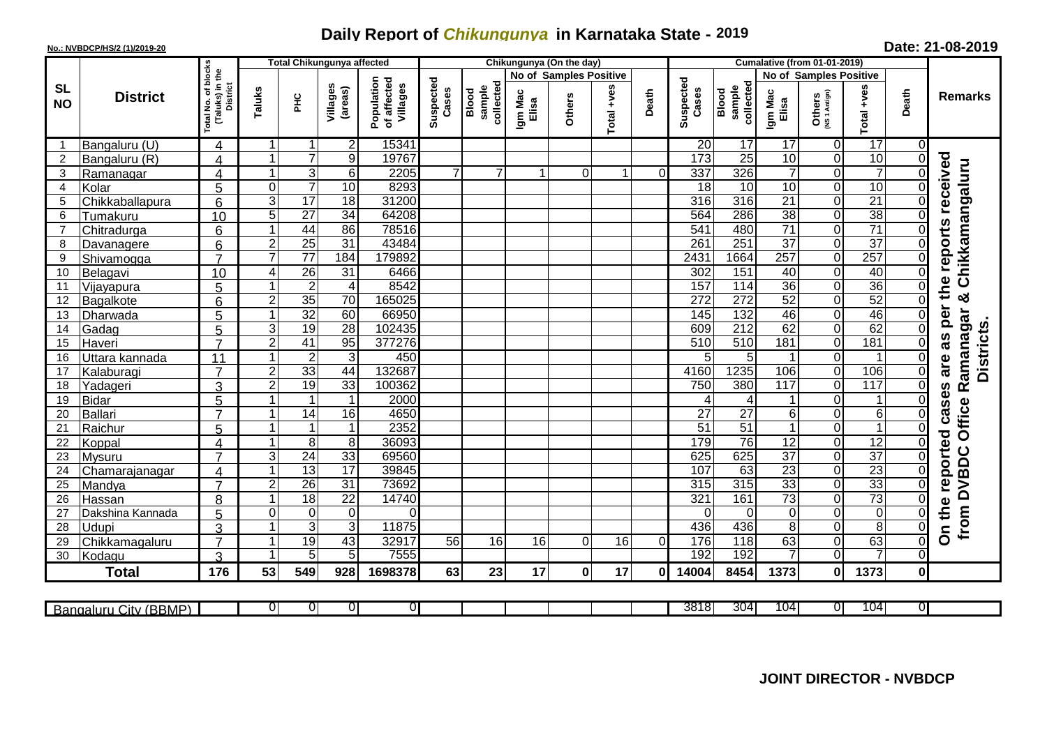# Daily Report of *Chikungunya* in Karnataka State - 2019

**No.: NVBDCP/HS/2 (1)/2019-20**

**Date: 21-08-2019**

| SL NO | District | Total No. of blocks (Taluks) in the District | Total Chikungunya affected | | | | Chikungunya (On the day) | | | | | | Cumalative (from 01-01-2019) | | | | | | Remarks |
|---|---|---|---|---|---|---|---|---|---|---|---|---|---|---|---|---|---|---|---|
| | | | Taluks | PHC | Villages (areas) | Population of affected Villages | Suspected Cases | Blood sample collected | No of Samples Positive | | | Death | Suspected Cases | Blood sample collected | No of Samples Positive | | | Death | |
| | | | | | | | | | Igm Mac Elisa | Others | Total +ves | | | | Igm Mac Elisa | Others (NS 1 Antign) | Total +ves | | |
| 1 | Bangaluru (U) | 4 | 1 | 1 | 2 | 15341 | | | | | | | 20 | 17 | 17 | 0 | 17 | 0 | On the reported cases are as per the reports received from DVBDC Office Ramanagar & Chikkamangaluru Districts. |
| 2 | Bangaluru (R) | 4 | 1 | 7 | 9 | 19767 | | | | | | | 173 | 25 | 10 | 0 | 10 | 0 | |
| 3 | Ramanagar | 4 | 1 | 3 | 6 | 2205 | 7 | 7 | 1 | 0 | 1 | 0 | 337 | 326 | 7 | 0 | 7 | 0 | |
| 4 | Kolar | 5 | 0 | 7 | 10 | 8293 | | | | | | | 18 | 10 | 10 | 0 | 10 | 0 | |
| 5 | Chikkaballapura | 6 | 3 | 17 | 18 | 31200 | | | | | | | 316 | 316 | 21 | 0 | 21 | 0 | |
| 6 | Tumakuru | 10 | 5 | 27 | 34 | 64208 | | | | | | | 564 | 286 | 38 | 0 | 38 | 0 | |
| 7 | Chitradurga | 6 | 1 | 44 | 86 | 78516 | | | | | | | 541 | 480 | 71 | 0 | 71 | 0 | |
| 8 | Davanagere | 6 | 2 | 25 | 31 | 43484 | | | | | | | 261 | 251 | 37 | 0 | 37 | 0 | |
| 9 | Shivamogga | 7 | 7 | 77 | 184 | 179892 | | | | | | | 2431 | 1664 | 257 | 0 | 257 | 0 | |
| 10 | Belagavi | 10 | 4 | 26 | 31 | 6466 | | | | | | | 302 | 151 | 40 | 0 | 40 | 0 | |
| 11 | Vijayapura | 5 | 1 | 2 | 4 | 8542 | | | | | | | 157 | 114 | 36 | 0 | 36 | 0 | |
| 12 | Bagalkote | 6 | 2 | 35 | 70 | 165025 | | | | | | | 272 | 272 | 52 | 0 | 52 | 0 | |
| 13 | Dharwada | 5 | 1 | 32 | 60 | 66950 | | | | | | | 145 | 132 | 46 | 0 | 46 | 0 | |
| 14 | Gadag | 5 | 3 | 19 | 28 | 102435 | | | | | | | 609 | 212 | 62 | 0 | 62 | 0 | |
| 15 | Haveri | 7 | 2 | 41 | 95 | 377276 | | | | | | | 510 | 510 | 181 | 0 | 181 | 0 | |
| 16 | Uttara kannada | 11 | 1 | 2 | 3 | 450 | | | | | | | 5 | 5 | 1 | 0 | 1 | 0 | |
| 17 | Kalaburagi | 7 | 2 | 33 | 44 | 132687 | | | | | | | 4160 | 1235 | 106 | 0 | 106 | 0 | |
| 18 | Yadageri | 3 | 2 | 19 | 33 | 100362 | | | | | | | 750 | 380 | 117 | 0 | 117 | 0 | |
| 19 | Bidar | 5 | 1 | 1 | 1 | 2000 | | | | | | | 4 | 4 | 1 | 0 | 1 | 0 | |
| 20 | Ballari | 7 | 1 | 14 | 16 | 4650 | | | | | | | 27 | 27 | 6 | 0 | 6 | 0 | |
| 21 | Raichur | 5 | 1 | 1 | 1 | 2352 | | | | | | | 51 | 51 | 1 | 0 | 1 | 0 | |
| 22 | Koppal | 4 | 1 | 8 | 8 | 36093 | | | | | | | 179 | 76 | 12 | 0 | 12 | 0 | |
| 23 | Mysuru | 7 | 3 | 24 | 33 | 69560 | | | | | | | 625 | 625 | 37 | 0 | 37 | 0 | |
| 24 | Chamarajanagar | 4 | 1 | 13 | 17 | 39845 | | | | | | | 107 | 63 | 23 | 0 | 23 | 0 | |
| 25 | Mandya | 7 | 2 | 26 | 31 | 73692 | | | | | | | 315 | 315 | 33 | 0 | 33 | 0 | |
| 26 | Hassan | 8 | 1 | 18 | 22 | 14740 | | | | | | | 321 | 161 | 73 | 0 | 73 | 0 | |
| 27 | Dakshina Kannada | 5 | 0 | 0 | 0 | 0 | | | | | | | 0 | 0 | 0 | 0 | 0 | 0 | |
| 28 | Udupi | 3 | 1 | 3 | 3 | 11875 | | | | | | | 436 | 436 | 8 | 0 | 8 | 0 | |
| 29 | Chikkamagaluru | 7 | 1 | 19 | 43 | 32917 | 56 | 16 | 16 | 0 | 16 | 0 | 176 | 118 | 63 | 0 | 63 | 0 | |
| 30 | Kodagu | 3 | 1 | 5 | 5 | 7555 | | | | | | | 192 | 192 | 7 | 0 | 7 | 0 | |
| | **Total** | **176** | **53** | **549** | **928** | **1698378** | **63** | **23** | **17** | **0** | **17** | **0** | **14004** | **8454** | **1373** | **0** | **1373** | **0** | |

| | | | | | | | | | | | | | | | | | |
|---|---|---|---|---|---|---|---|---|---|---|---|---|---|---|---|---|---|
| Bangaluru City (BBMP) | | 0 | 0 | 0 | 0 | | | | | | | 3818 | 304 | 104 | 0 | 104 | 0 |

**JOINT DIRECTOR - NVBDCP**